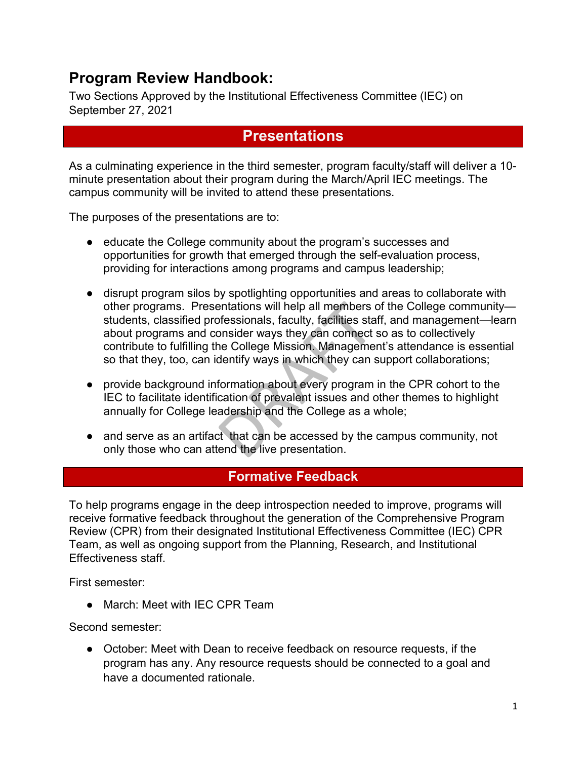# Program Review Handbook:

Two Sections Approved by the Institutional Effectiveness Committee (IEC) on September 27, 2021

## Presentations

As a culminating experience in the third semester, program faculty/staff will deliver a 10-minute presentation about their program during the March/April IEC meetings. The campus community will be invited to attend these presentations.

The purposes of the presentations are to:

- educate the College community about the program's successes and opportunities for growth that emerged through the self-evaluation process, providing for interactions among programs and campus leadership;
- disrupt program silos by spotlighting opportunities and areas to collaborate with other programs. Presentations will help all members of the College community—students, classified professionals, faculty, facilities staff, and management—learn about programs and consider ways they can connect so as to collectively contribute to fulfilling the College Mission. Management's attendance is essential so that they, too, can identify ways in which they can support collaborations;
- provide background information about every program in the CPR cohort to the IEC to facilitate identification of prevalent issues and other themes to highlight annually for College leadership and the College as a whole;
- and serve as an artifact that can be accessed by the campus community, not only those who can attend the live presentation.

## Formative Feedback

To help programs engage in the deep introspection needed to improve, programs will receive formative feedback throughout the generation of the Comprehensive Program Review (CPR) from their designated Institutional Effectiveness Committee (IEC) CPR Team, as well as ongoing support from the Planning, Research, and Institutional Effectiveness staff.

First semester:

- March: Meet with IEC CPR Team

Second semester:

- October: Meet with Dean to receive feedback on resource requests, if the program has any. Any resource requests should be connected to a goal and have a documented rationale.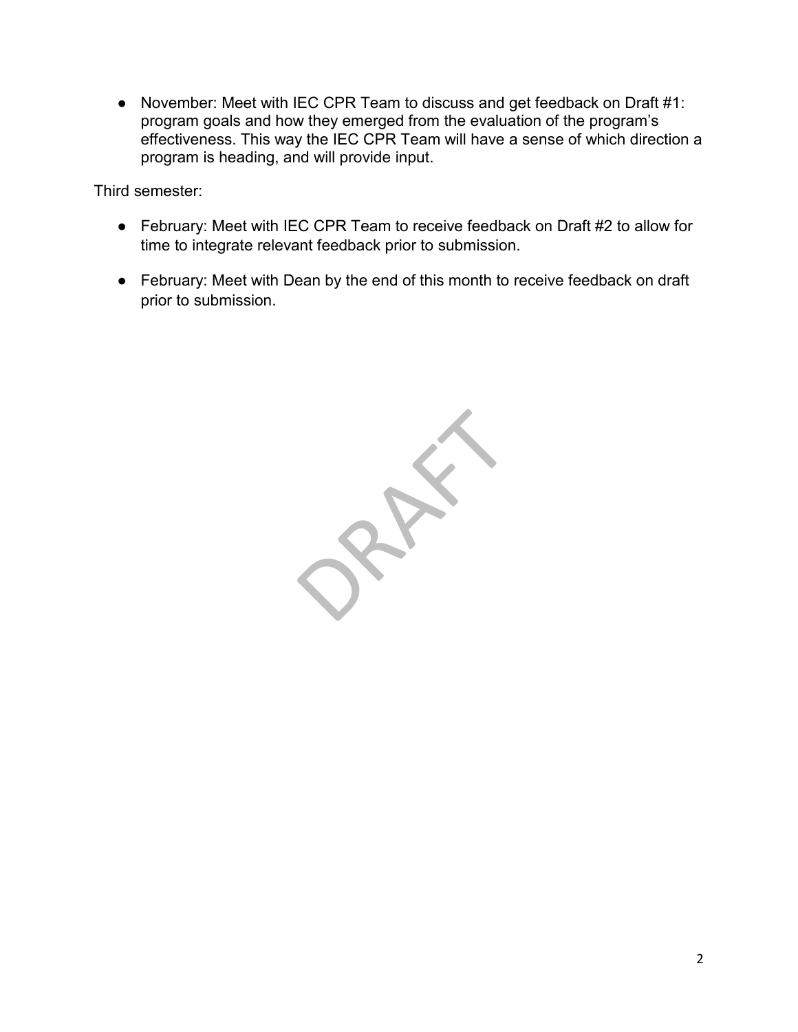- November: Meet with IEC CPR Team to discuss and get feedback on Draft #1: program goals and how they emerged from the evaluation of the program's effectiveness. This way the IEC CPR Team will have a sense of which direction a program is heading, and will provide input.

Third semester:

- February: Meet with IEC CPR Team to receive feedback on Draft #2 to allow for time to integrate relevant feedback prior to submission.

- February: Meet with Dean by the end of this month to receive feedback on draft prior to submission.